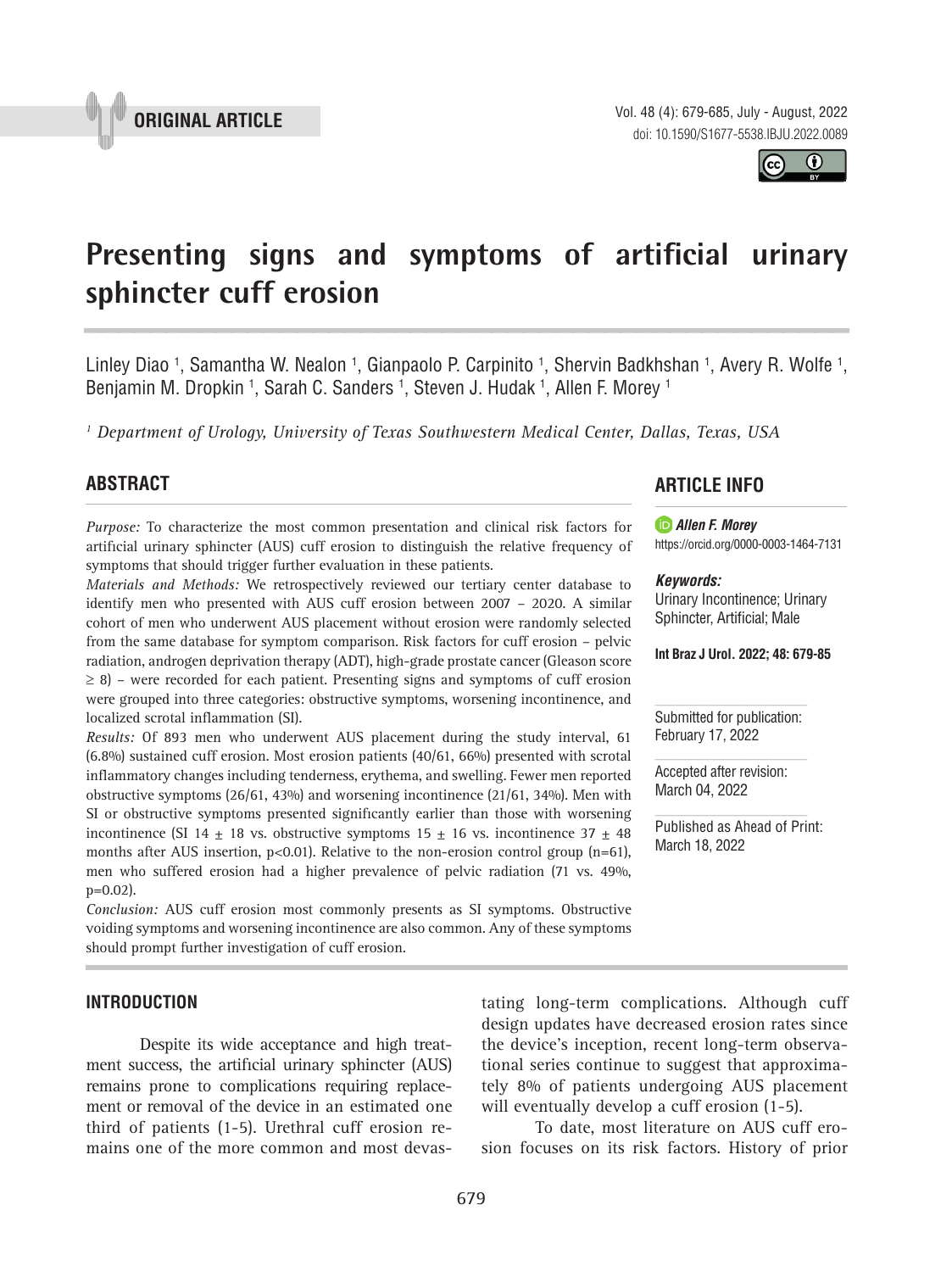ORIGINAL ARTICLE

# Presenting signs and symptoms of artificial urinary sphincter cuff erosion

Linley Diao [1], Samantha W. Nealon [1], Gianpaolo P. Carpinito [1], Shervin Badkhshan [1], Avery R. Wolfe [1], Benjamin M. Dropkin [1], Sarah C. Sanders [1], Steven J. Hudak [1], Allen F. Morey [1]

[1] *Department of Urology, University of Texas Southwestern Medical Center, Dallas, Texas, USA*

## ABSTRACT

*Purpose:* To characterize the most common presentation and clinical risk factors for artificial urinary sphincter (AUS) cuff erosion to distinguish the relative frequency of symptoms that should trigger further evaluation in these patients.

*Materials and Methods:* We retrospectively reviewed our tertiary center database to identify men who presented with AUS cuff erosion between 2007 – 2020. A similar cohort of men who underwent AUS placement without erosion were randomly selected from the same database for symptom comparison. Risk factors for cuff erosion – pelvic radiation, androgen deprivation therapy (ADT), high-grade prostate cancer (Gleason score ≥ 8) – were recorded for each patient. Presenting signs and symptoms of cuff erosion were grouped into three categories: obstructive symptoms, worsening incontinence, and localized scrotal inflammation (SI).

*Results:* Of 893 men who underwent AUS placement during the study interval, 61 (6.8%) sustained cuff erosion. Most erosion patients (40/61, 66%) presented with scrotal inflammatory changes including tenderness, erythema, and swelling. Fewer men reported obstructive symptoms (26/61, 43%) and worsening incontinence (21/61, 34%). Men with SI or obstructive symptoms presented significantly earlier than those with worsening incontinence (SI 14 ± 18 vs. obstructive symptoms 15 ± 16 vs. incontinence 37 ± 48 months after AUS insertion, p<0.01). Relative to the non-erosion control group (n=61), men who suffered erosion had a higher prevalence of pelvic radiation (71 vs. 49%, p=0.02).

*Conclusion:* AUS cuff erosion most commonly presents as SI symptoms. Obstructive voiding symptoms and worsening incontinence are also common. Any of these symptoms should prompt further investigation of cuff erosion.

## ARTICLE INFO

**Allen F. Morey**
https://orcid.org/0000-0003-1464-7131

***Keywords:***
Urinary Incontinence; Urinary Sphincter, Artificial; Male

**Int Braz J Urol. 2022; 48: 679-85**

Submitted for publication:
February 17, 2022

Accepted after revision:
March 04, 2022

Published as Ahead of Print:
March 18, 2022

## INTRODUCTION

Despite its wide acceptance and high treatment success, the artificial urinary sphincter (AUS) remains prone to complications requiring replacement or removal of the device in an estimated one third of patients (1-5). Urethral cuff erosion remains one of the more common and most devastating long-term complications. Although cuff design updates have decreased erosion rates since the device's inception, recent long-term observational series continue to suggest that approximately 8% of patients undergoing AUS placement will eventually develop a cuff erosion (1-5).

To date, most literature on AUS cuff erosion focuses on its risk factors. History of prior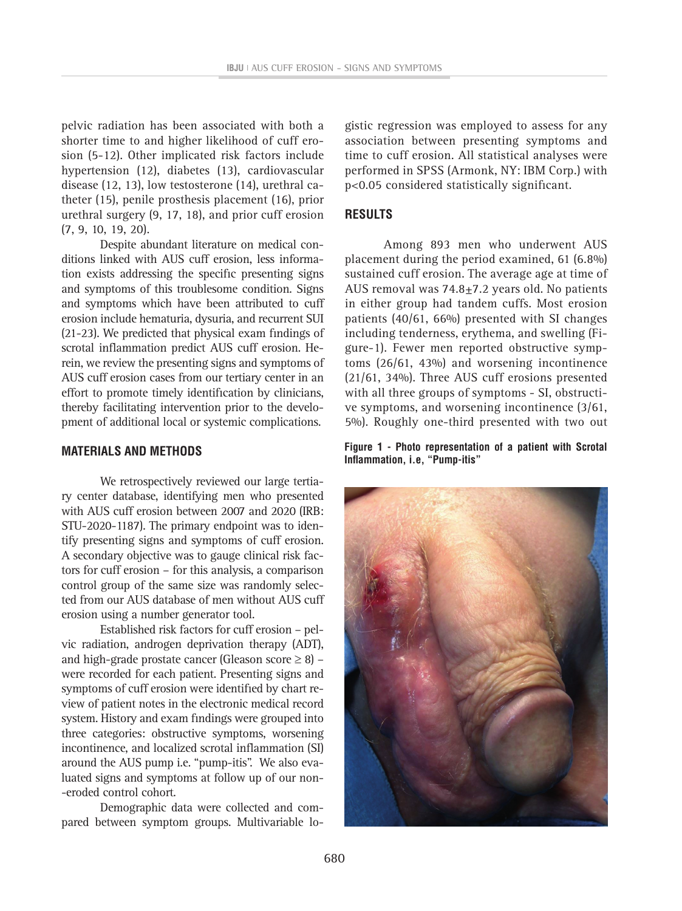pelvic radiation has been associated with both a shorter time to and higher likelihood of cuff erosion (5-12). Other implicated risk factors include hypertension (12), diabetes (13), cardiovascular disease (12, 13), low testosterone (14), urethral catheter (15), penile prosthesis placement (16), prior urethral surgery (9, 17, 18), and prior cuff erosion (7, 9, 10, 19, 20).

Despite abundant literature on medical conditions linked with AUS cuff erosion, less information exists addressing the specific presenting signs and symptoms of this troublesome condition. Signs and symptoms which have been attributed to cuff erosion include hematuria, dysuria, and recurrent SUI (21-23). We predicted that physical exam findings of scrotal inflammation predict AUS cuff erosion. Herein, we review the presenting signs and symptoms of AUS cuff erosion cases from our tertiary center in an effort to promote timely identification by clinicians, thereby facilitating intervention prior to the development of additional local or systemic complications.

## MATERIALS AND METHODS

We retrospectively reviewed our large tertiary center database, identifying men who presented with AUS cuff erosion between 2007 and 2020 (IRB: STU-2020-1187). The primary endpoint was to identify presenting signs and symptoms of cuff erosion. A secondary objective was to gauge clinical risk factors for cuff erosion – for this analysis, a comparison control group of the same size was randomly selected from our AUS database of men without AUS cuff erosion using a number generator tool.

Established risk factors for cuff erosion – pelvic radiation, androgen deprivation therapy (ADT), and high-grade prostate cancer (Gleason score ≥ 8) – were recorded for each patient. Presenting signs and symptoms of cuff erosion were identified by chart review of patient notes in the electronic medical record system. History and exam findings were grouped into three categories: obstructive symptoms, worsening incontinence, and localized scrotal inflammation (SI) around the AUS pump i.e. "pump-itis". We also evaluated signs and symptoms at follow up of our non-eroded control cohort.

Demographic data were collected and compared between symptom groups. Multivariable logistic regression was employed to assess for any association between presenting symptoms and time to cuff erosion. All statistical analyses were performed in SPSS (Armonk, NY: IBM Corp.) with $p<0.05$ considered statistically significant.

## RESULTS

Among 893 men who underwent AUS placement during the period examined, 61 (6.8%) sustained cuff erosion. The average age at time of AUS removal was 74.8±7.2 years old. No patients in either group had tandem cuffs. Most erosion patients (40/61, 66%) presented with SI changes including tenderness, erythema, and swelling (Figure-1). Fewer men reported obstructive symptoms (26/61, 43%) and worsening incontinence (21/61, 34%). Three AUS cuff erosions presented with all three groups of symptoms - SI, obstructive symptoms, and worsening incontinence (3/61, 5%). Roughly one-third presented with two out

**Figure 1 - Photo representation of a patient with Scrotal Inflammation, i.e, "Pump-itis"**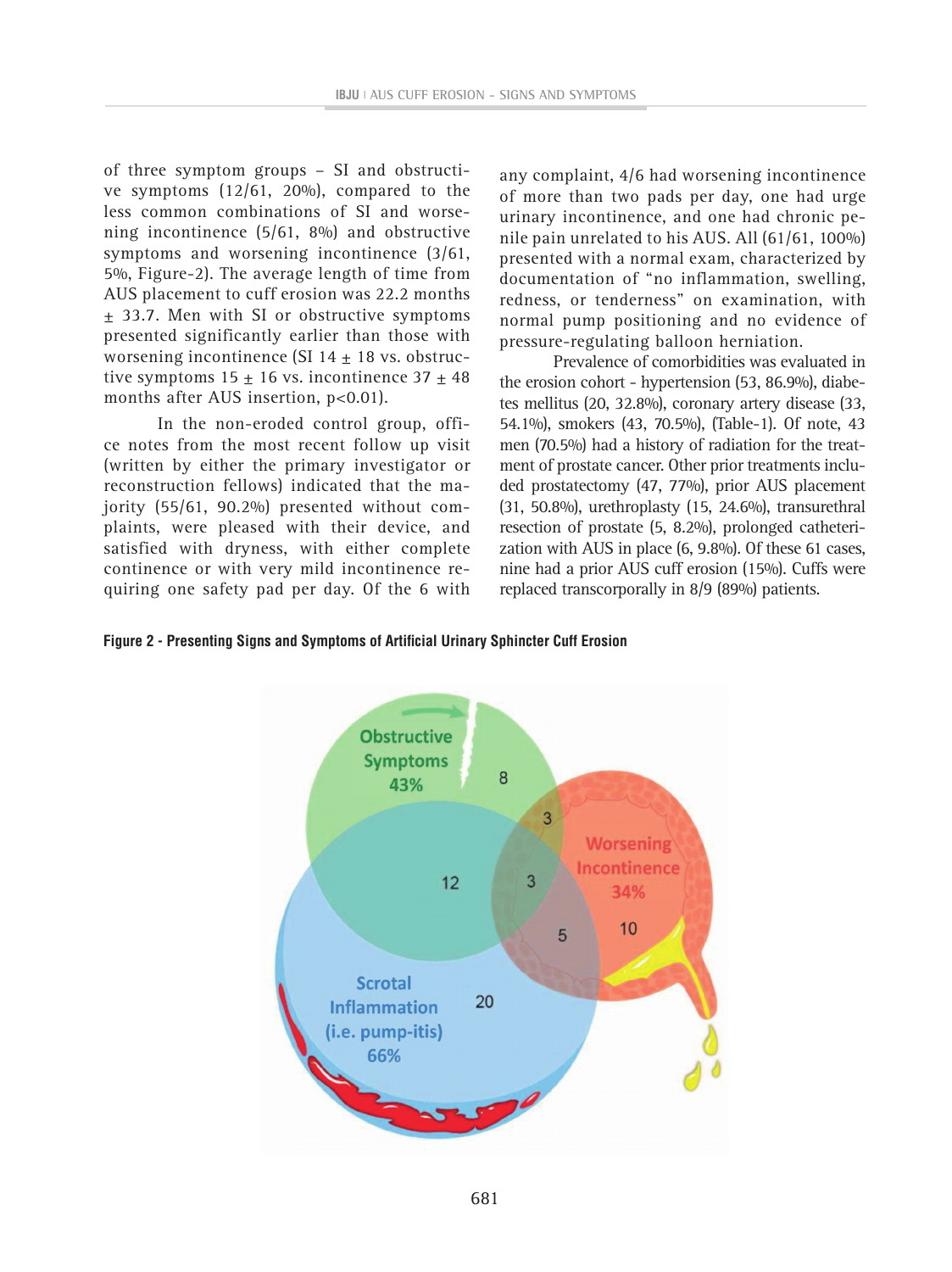of three symptom groups – SI and obstructive symptoms (12/61, 20%), compared to the less common combinations of SI and worsening incontinence (5/61, 8%) and obstructive symptoms and worsening incontinence (3/61, 5%, Figure-2). The average length of time from AUS placement to cuff erosion was 22.2 months ± 33.7. Men with SI or obstructive symptoms presented significantly earlier than those with worsening incontinence (SI 14 ± 18 vs. obstructive symptoms 15 ± 16 vs. incontinence 37 ± 48 months after AUS insertion, $p<0.01$).

In the non-eroded control group, office notes from the most recent follow up visit (written by either the primary investigator or reconstruction fellows) indicated that the majority (55/61, 90.2%) presented without complaints, were pleased with their device, and satisfied with dryness, with either complete continence or with very mild incontinence requiring one safety pad per day. Of the 6 with any complaint, 4/6 had worsening incontinence of more than two pads per day, one had urge urinary incontinence, and one had chronic penile pain unrelated to his AUS. All (61/61, 100%) presented with a normal exam, characterized by documentation of "no inflammation, swelling, redness, or tenderness" on examination, with normal pump positioning and no evidence of pressure-regulating balloon herniation.

Prevalence of comorbidities was evaluated in the erosion cohort - hypertension (53, 86.9%), diabetes mellitus (20, 32.8%), coronary artery disease (33, 54.1%), smokers (43, 70.5%), (Table-1). Of note, 43 men (70.5%) had a history of radiation for the treatment of prostate cancer. Other prior treatments included prostatectomy (47, 77%), prior AUS placement (31, 50.8%), urethroplasty (15, 24.6%), transurethral resection of prostate (5, 8.2%), prolonged catheterization with AUS in place (6, 9.8%). Of these 61 cases, nine had a prior AUS cuff erosion (15%). Cuffs were replaced transcorporally in 8/9 (89%) patients.

**Figure 2 - Presenting Signs and Symptoms of Artificial Urinary Sphincter Cuff Erosion**

Obstructive Symptoms 43%

Worsening Incontinence 34%

Scrotal Inflammation (i.e. pump-itis) 66%

8

3

12

3

5

10

20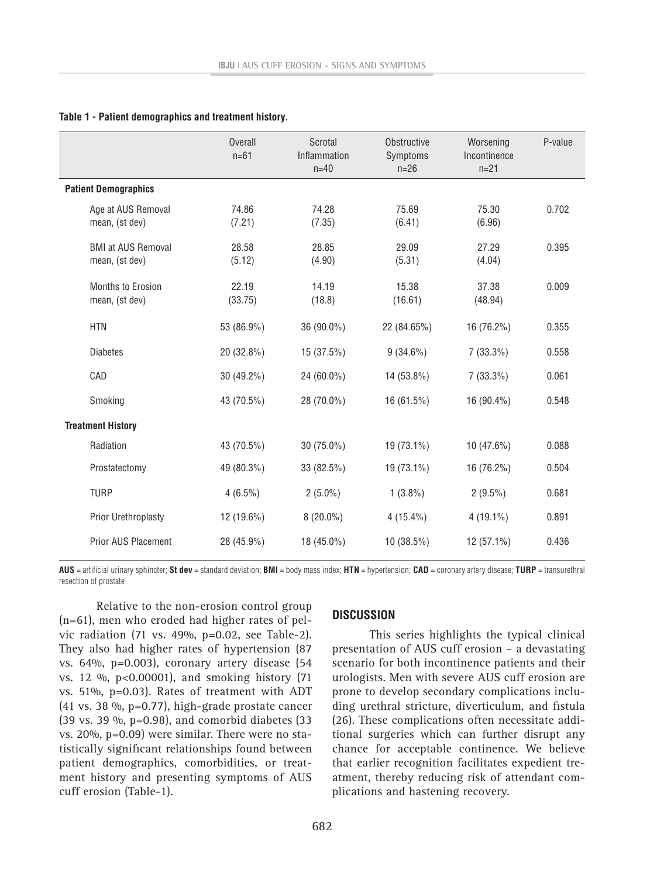**Table 1 - Patient demographics and treatment history.**

| | Overall n=61 | Scrotal Inflammation n=40 | Obstructive Symptoms n=26 | Worsening Incontinence n=21 | P-value |
|---|---|---|---|---|---|
| **Patient Demographics** | | | | | |
| Age at AUS Removal mean, (st dev) | 74.86 (7.21) | 74.28 (7.35) | 75.69 (6.41) | 75.30 (6.96) | 0.702 |
| BMI at AUS Removal mean, (st dev) | 28.58 (5.12) | 28.85 (4.90) | 29.09 (5.31) | 27.29 (4.04) | 0.395 |
| Months to Erosion mean, (st dev) | 22.19 (33.75) | 14.19 (18.8) | 15.38 (16.61) | 37.38 (48.94) | 0.009 |
| HTN | 53 (86.9%) | 36 (90.0%) | 22 (84.65%) | 16 (76.2%) | 0.355 |
| Diabetes | 20 (32.8%) | 15 (37.5%) | 9 (34.6%) | 7 (33.3%) | 0.558 |
| CAD | 30 (49.2%) | 24 (60.0%) | 14 (53.8%) | 7 (33.3%) | 0.061 |
| Smoking | 43 (70.5%) | 28 (70.0%) | 16 (61.5%) | 16 (90.4%) | 0.548 |
| **Treatment History** | | | | | |
| Radiation | 43 (70.5%) | 30 (75.0%) | 19 (73.1%) | 10 (47.6%) | 0.088 |
| Prostatectomy | 49 (80.3%) | 33 (82.5%) | 19 (73.1%) | 16 (76.2%) | 0.504 |
| TURP | 4 (6.5%) | 2 (5.0%) | 1 (3.8%) | 2 (9.5%) | 0.681 |
| Prior Urethroplasty | 12 (19.6%) | 8 (20.0%) | 4 (15.4%) | 4 (19.1%) | 0.891 |
| Prior AUS Placement | 28 (45.9%) | 18 (45.0%) | 10 (38.5%) | 12 (57.1%) | 0.436 |

**AUS** = artificial urinary sphincter; **St dev** = standard deviation; **BMI** = body mass index; **HTN** = hypertension; **CAD** = coronary artery disease; **TURP** = transurethral resection of prostate

Relative to the non-erosion control group (n=61), men who eroded had higher rates of pelvic radiation (71 vs. 49%, p=0.02, see Table-2). They also had higher rates of hypertension (87 vs. 64%, p=0.003), coronary artery disease (54 vs. 12 %, p<0.00001), and smoking history (71 vs. 51%, p=0.03). Rates of treatment with ADT (41 vs. 38 %, p=0.77), high-grade prostate cancer (39 vs. 39 %, p=0.98), and comorbid diabetes (33 vs. 20%, p=0.09) were similar. There were no statistically significant relationships found between patient demographics, comorbidities, or treatment history and presenting symptoms of AUS cuff erosion (Table-1).

## DISCUSSION

This series highlights the typical clinical presentation of AUS cuff erosion – a devastating scenario for both incontinence patients and their urologists. Men with severe AUS cuff erosion are prone to develop secondary complications including urethral stricture, diverticulum, and fistula (26). These complications often necessitate additional surgeries which can further disrupt any chance for acceptable continence. We believe that earlier recognition facilitates expedient treatment, thereby reducing risk of attendant complications and hastening recovery.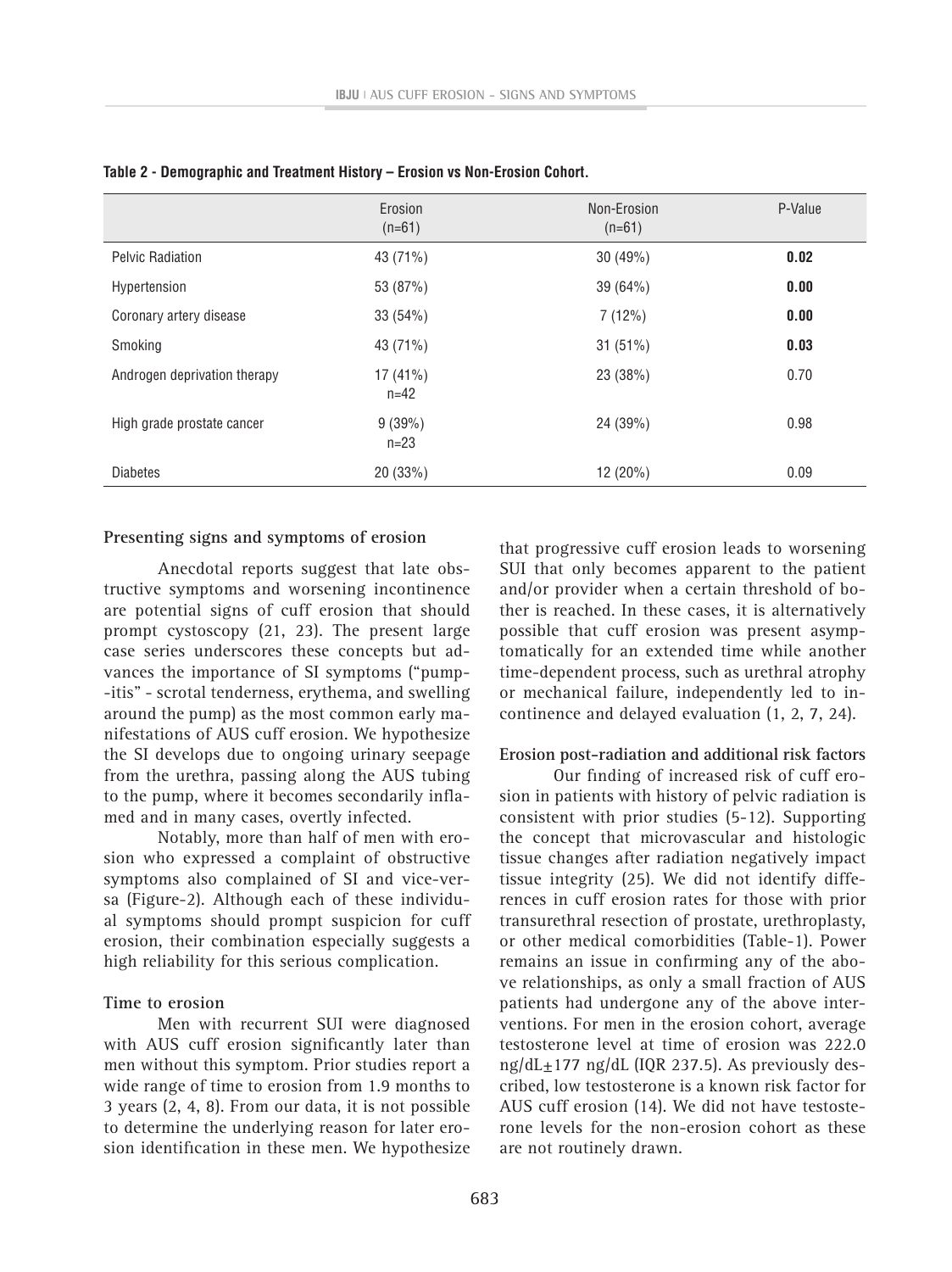**Table 2 - Demographic and Treatment History – Erosion vs Non-Erosion Cohort.**

| | Erosion (n=61) | Non-Erosion (n=61) | P-Value |
|---|---|---|---|
| Pelvic Radiation | 43 (71%) | 30 (49%) | **0.02** |
| Hypertension | 53 (87%) | 39 (64%) | **0.00** |
| Coronary artery disease | 33 (54%) | 7 (12%) | **0.00** |
| Smoking | 43 (71%) | 31 (51%) | **0.03** |
| Androgen deprivation therapy | 17 (41%) n=42 | 23 (38%) | 0.70 |
| High grade prostate cancer | 9 (39%) n=23 | 24 (39%) | 0.98 |
| Diabetes | 20 (33%) | 12 (20%) | 0.09 |

### Presenting signs and symptoms of erosion

Anecdotal reports suggest that late obstructive symptoms and worsening incontinence are potential signs of cuff erosion that should prompt cystoscopy (21, 23). The present large case series underscores these concepts but advances the importance of SI symptoms ("pump-itis" - scrotal tenderness, erythema, and swelling around the pump) as the most common early manifestations of AUS cuff erosion. We hypothesize the SI develops due to ongoing urinary seepage from the urethra, passing along the AUS tubing to the pump, where it becomes secondarily inflamed and in many cases, overtly infected.

Notably, more than half of men with erosion who expressed a complaint of obstructive symptoms also complained of SI and vice-versa (Figure-2). Although each of these individual symptoms should prompt suspicion for cuff erosion, their combination especially suggests a high reliability for this serious complication.

### Time to erosion

Men with recurrent SUI were diagnosed with AUS cuff erosion significantly later than men without this symptom. Prior studies report a wide range of time to erosion from 1.9 months to 3 years (2, 4, 8). From our data, it is not possible to determine the underlying reason for later erosion identification in these men. We hypothesize that progressive cuff erosion leads to worsening SUI that only becomes apparent to the patient and/or provider when a certain threshold of bother is reached. In these cases, it is alternatively possible that cuff erosion was present asymptomatically for an extended time while another time-dependent process, such as urethral atrophy or mechanical failure, independently led to incontinence and delayed evaluation (1, 2, 7, 24).

### Erosion post-radiation and additional risk factors

Our finding of increased risk of cuff erosion in patients with history of pelvic radiation is consistent with prior studies (5-12). Supporting the concept that microvascular and histologic tissue changes after radiation negatively impact tissue integrity (25). We did not identify differences in cuff erosion rates for those with prior transurethral resection of prostate, urethroplasty, or other medical comorbidities (Table-1). Power remains an issue in confirming any of the above relationships, as only a small fraction of AUS patients had undergone any of the above interventions. For men in the erosion cohort, average testosterone level at time of erosion was 222.0 ng/dL±177 ng/dL (IQR 237.5). As previously described, low testosterone is a known risk factor for AUS cuff erosion (14). We did not have testosterone levels for the non-erosion cohort as these are not routinely drawn.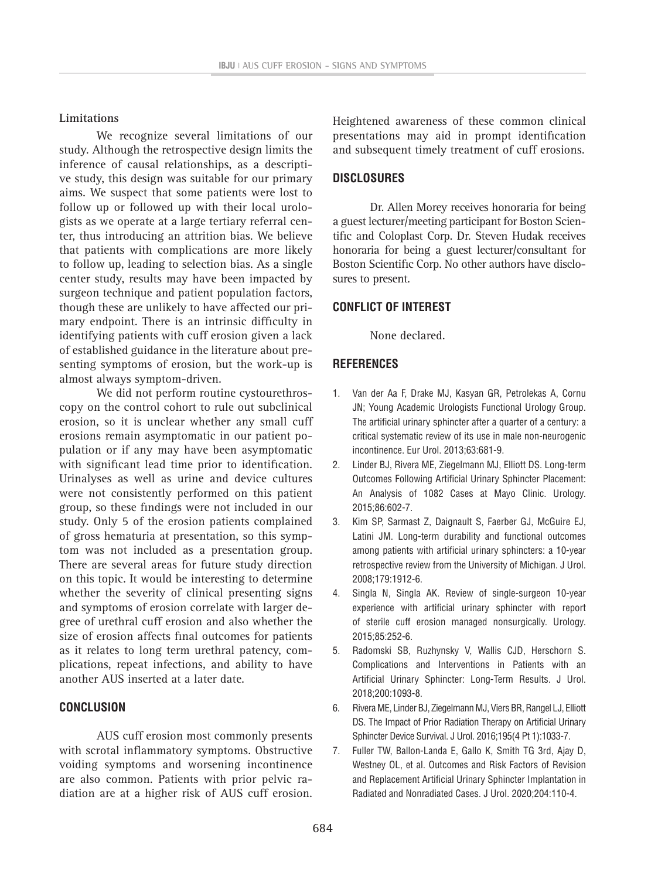### Limitations

We recognize several limitations of our study. Although the retrospective design limits the inference of causal relationships, as a descriptive study, this design was suitable for our primary aims. We suspect that some patients were lost to follow up or followed up with their local urologists as we operate at a large tertiary referral center, thus introducing an attrition bias. We believe that patients with complications are more likely to follow up, leading to selection bias. As a single center study, results may have been impacted by surgeon technique and patient population factors, though these are unlikely to have affected our primary endpoint. There is an intrinsic difficulty in identifying patients with cuff erosion given a lack of established guidance in the literature about presenting symptoms of erosion, but the work-up is almost always symptom-driven.

We did not perform routine cystourethroscopy on the control cohort to rule out subclinical erosion, so it is unclear whether any small cuff erosions remain asymptomatic in our patient population or if any may have been asymptomatic with significant lead time prior to identification. Urinalyses as well as urine and device cultures were not consistently performed on this patient group, so these findings were not included in our study. Only 5 of the erosion patients complained of gross hematuria at presentation, so this symptom was not included as a presentation group. There are several areas for future study direction on this topic. It would be interesting to determine whether the severity of clinical presenting signs and symptoms of erosion correlate with larger degree of urethral cuff erosion and also whether the size of erosion affects final outcomes for patients as it relates to long term urethral patency, complications, repeat infections, and ability to have another AUS inserted at a later date.

## CONCLUSION

AUS cuff erosion most commonly presents with scrotal inflammatory symptoms. Obstructive voiding symptoms and worsening incontinence are also common. Patients with prior pelvic radiation are at a higher risk of AUS cuff erosion. Heightened awareness of these common clinical presentations may aid in prompt identification and subsequent timely treatment of cuff erosions.

## DISCLOSURES

Dr. Allen Morey receives honoraria for being a guest lecturer/meeting participant for Boston Scientific and Coloplast Corp. Dr. Steven Hudak receives honoraria for being a guest lecturer/consultant for Boston Scientific Corp. No other authors have disclosures to present.

## CONFLICT OF INTEREST

None declared.

## REFERENCES

1. Van der Aa F, Drake MJ, Kasyan GR, Petrolekas A, Cornu JN; Young Academic Urologists Functional Urology Group. The artificial urinary sphincter after a quarter of a century: a critical systematic review of its use in male non-neurogenic incontinence. Eur Urol. 2013;63:681-9.
2. Linder BJ, Rivera ME, Ziegelmann MJ, Elliott DS. Long-term Outcomes Following Artificial Urinary Sphincter Placement: An Analysis of 1082 Cases at Mayo Clinic. Urology. 2015;86:602-7.
3. Kim SP, Sarmast Z, Daignault S, Faerber GJ, McGuire EJ, Latini JM. Long-term durability and functional outcomes among patients with artificial urinary sphincters: a 10-year retrospective review from the University of Michigan. J Urol. 2008;179:1912-6.
4. Singla N, Singla AK. Review of single-surgeon 10-year experience with artificial urinary sphincter with report of sterile cuff erosion managed nonsurgically. Urology. 2015;85:252-6.
5. Radomski SB, Ruzhynsky V, Wallis CJD, Herschorn S. Complications and Interventions in Patients with an Artificial Urinary Sphincter: Long-Term Results. J Urol. 2018;200:1093-8.
6. Rivera ME, Linder BJ, Ziegelmann MJ, Viers BR, Rangel LJ, Elliott DS. The Impact of Prior Radiation Therapy on Artificial Urinary Sphincter Device Survival. J Urol. 2016;195(4 Pt 1):1033-7.
7. Fuller TW, Ballon-Landa E, Gallo K, Smith TG 3rd, Ajay D, Westney OL, et al. Outcomes and Risk Factors of Revision and Replacement Artificial Urinary Sphincter Implantation in Radiated and Nonradiated Cases. J Urol. 2020;204:110-4.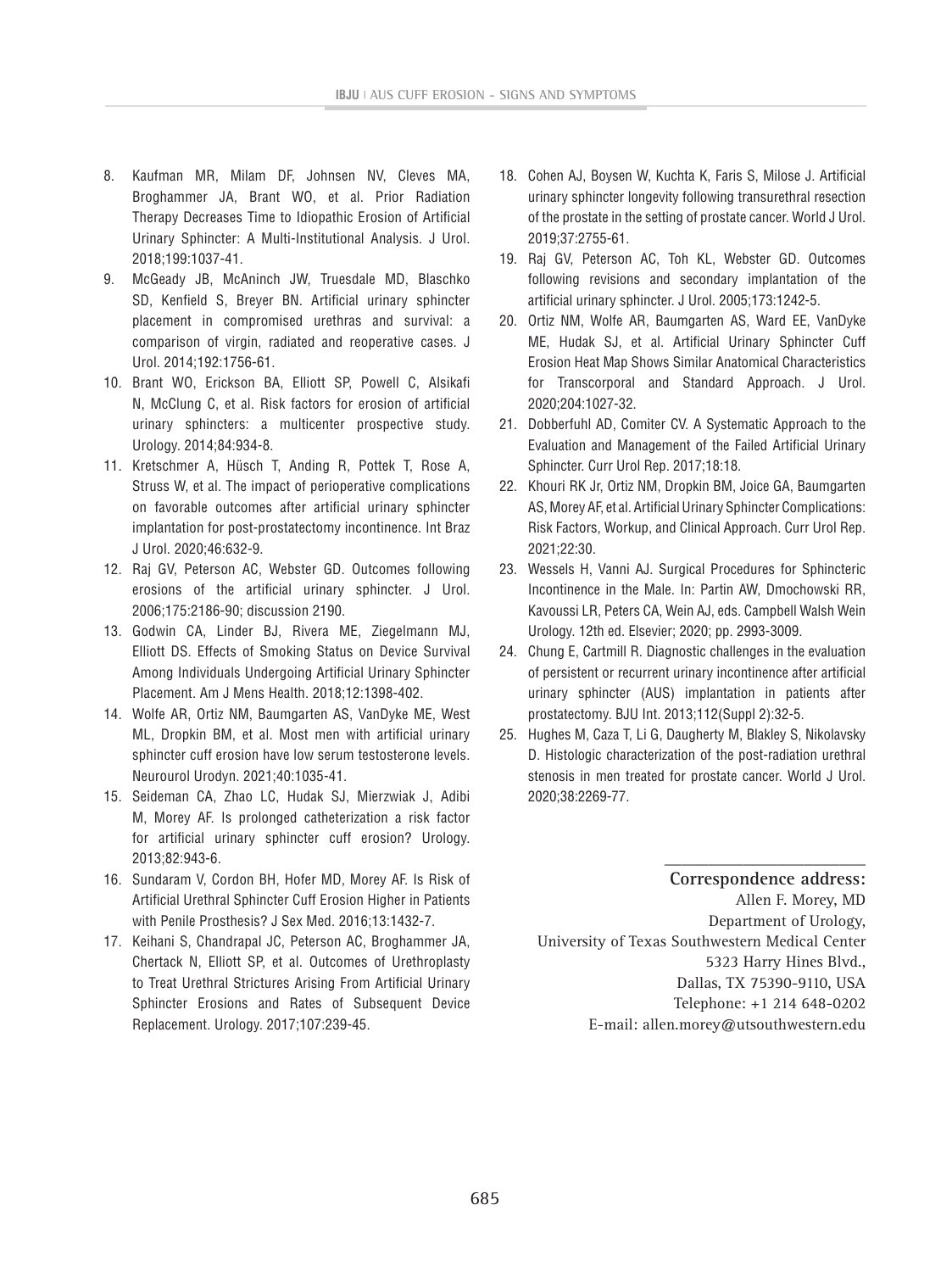8. Kaufman MR, Milam DF, Johnsen NV, Cleves MA, Broghammer JA, Brant WO, et al. Prior Radiation Therapy Decreases Time to Idiopathic Erosion of Artificial Urinary Sphincter: A Multi-Institutional Analysis. J Urol. 2018;199:1037-41.
9. McGeady JB, McAninch JW, Truesdale MD, Blaschko SD, Kenfield S, Breyer BN. Artificial urinary sphincter placement in compromised urethras and survival: a comparison of virgin, radiated and reoperative cases. J Urol. 2014;192:1756-61.
10. Brant WO, Erickson BA, Elliott SP, Powell C, Alsikafi N, McClung C, et al. Risk factors for erosion of artificial urinary sphincters: a multicenter prospective study. Urology. 2014;84:934-8.
11. Kretschmer A, Hüsch T, Anding R, Pottek T, Rose A, Struss W, et al. The impact of perioperative complications on favorable outcomes after artificial urinary sphincter implantation for post-prostatectomy incontinence. Int Braz J Urol. 2020;46:632-9.
12. Raj GV, Peterson AC, Webster GD. Outcomes following erosions of the artificial urinary sphincter. J Urol. 2006;175:2186-90; discussion 2190.
13. Godwin CA, Linder BJ, Rivera ME, Ziegelmann MJ, Elliott DS. Effects of Smoking Status on Device Survival Among Individuals Undergoing Artificial Urinary Sphincter Placement. Am J Mens Health. 2018;12:1398-402.
14. Wolfe AR, Ortiz NM, Baumgarten AS, VanDyke ME, West ML, Dropkin BM, et al. Most men with artificial urinary sphincter cuff erosion have low serum testosterone levels. Neurourol Urodyn. 2021;40:1035-41.
15. Seideman CA, Zhao LC, Hudak SJ, Mierzwiak J, Adibi M, Morey AF. Is prolonged catheterization a risk factor for artificial urinary sphincter cuff erosion? Urology. 2013;82:943-6.
16. Sundaram V, Cordon BH, Hofer MD, Morey AF. Is Risk of Artificial Urethral Sphincter Cuff Erosion Higher in Patients with Penile Prosthesis? J Sex Med. 2016;13:1432-7.
17. Keihani S, Chandrapal JC, Peterson AC, Broghammer JA, Chertack N, Elliott SP, et al. Outcomes of Urethroplasty to Treat Urethral Strictures Arising From Artificial Urinary Sphincter Erosions and Rates of Subsequent Device Replacement. Urology. 2017;107:239-45.
18. Cohen AJ, Boysen W, Kuchta K, Faris S, Milose J. Artificial urinary sphincter longevity following transurethral resection of the prostate in the setting of prostate cancer. World J Urol. 2019;37:2755-61.
19. Raj GV, Peterson AC, Toh KL, Webster GD. Outcomes following revisions and secondary implantation of the artificial urinary sphincter. J Urol. 2005;173:1242-5.
20. Ortiz NM, Wolfe AR, Baumgarten AS, Ward EE, VanDyke ME, Hudak SJ, et al. Artificial Urinary Sphincter Cuff Erosion Heat Map Shows Similar Anatomical Characteristics for Transcorporal and Standard Approach. J Urol. 2020;204:1027-32.
21. Dobberfuhl AD, Comiter CV. A Systematic Approach to the Evaluation and Management of the Failed Artificial Urinary Sphincter. Curr Urol Rep. 2017;18:18.
22. Khouri RK Jr, Ortiz NM, Dropkin BM, Joice GA, Baumgarten AS, Morey AF, et al. Artificial Urinary Sphincter Complications: Risk Factors, Workup, and Clinical Approach. Curr Urol Rep. 2021;22:30.
23. Wessels H, Vanni AJ. Surgical Procedures for Sphincteric Incontinence in the Male. In: Partin AW, Dmochowski RR, Kavoussi LR, Peters CA, Wein AJ, eds. Campbell Walsh Wein Urology. 12th ed. Elsevier; 2020; pp. 2993-3009.
24. Chung E, Cartmill R. Diagnostic challenges in the evaluation of persistent or recurrent urinary incontinence after artificial urinary sphincter (AUS) implantation in patients after prostatectomy. BJU Int. 2013;112(Suppl 2):32-5.
25. Hughes M, Caza T, Li G, Daugherty M, Blakley S, Nikolavsky D. Histologic characterization of the post-radiation urethral stenosis in men treated for prostate cancer. World J Urol. 2020;38:2269-77.

**Correspondence address:**
Allen F. Morey, MD
Department of Urology,
University of Texas Southwestern Medical Center
5323 Harry Hines Blvd.,
Dallas, TX 75390-9110, USA
Telephone: +1 214 648-0202
E-mail: allen.morey@utsouthwestern.edu